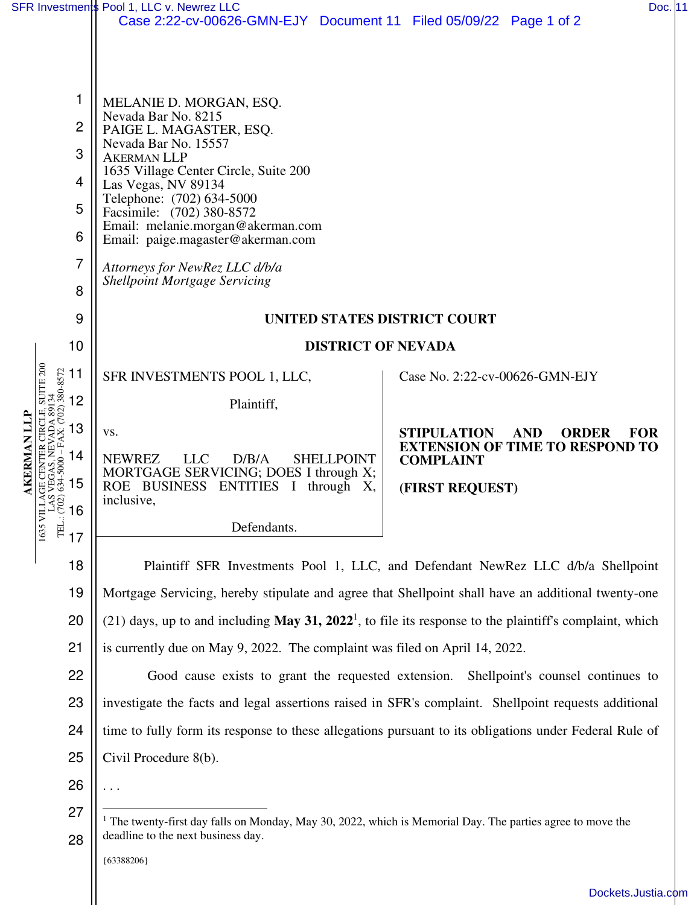MELANIE D. MORGAN, ESQ.
Nevada Bar No. 8215
PAIGE L. MAGASTER, ESQ.
Nevada Bar No. 15557
AKERMAN LLP
1635 Village Center Circle, Suite 200
Las Vegas, NV 89134
Telephone: (702) 634-5000
Facsimile: (702) 380-8572
Email: melanie.morgan@akerman.com
Email: paige.magaster@akerman.com

*Attorneys for NewRez LLC d/b/a Shellpoint Mortgage Servicing*

**UNITED STATES DISTRICT COURT**

**DISTRICT OF NEVADA**

SFR INVESTMENTS POOL 1, LLC,

Plaintiff,

vs.

NEWREZ LLC D/B/A SHELLPOINT MORTGAGE SERVICING; DOES I through X; ROE BUSINESS ENTITIES I through X, inclusive,

Defendants.

Case No. 2:22-cv-00626-GMN-EJY

**STIPULATION AND ORDER FOR EXTENSION OF TIME TO RESPOND TO COMPLAINT**

**(FIRST REQUEST)**

Plaintiff SFR Investments Pool 1, LLC, and Defendant NewRez LLC d/b/a Shellpoint Mortgage Servicing, hereby stipulate and agree that Shellpoint shall have an additional twenty-one (21) days, up to and including **May 31, 2022**[1], to file its response to the plaintiff's complaint, which is currently due on May 9, 2022. The complaint was filed on April 14, 2022.

Good cause exists to grant the requested extension. Shellpoint's counsel continues to investigate the facts and legal assertions raised in SFR's complaint. Shellpoint requests additional time to fully form its response to these allegations pursuant to its obligations under Federal Rule of Civil Procedure 8(b).

. . .

[1] The twenty-first day falls on Monday, May 30, 2022, which is Memorial Day. The parties agree to move the deadline to the next business day.

{63388206}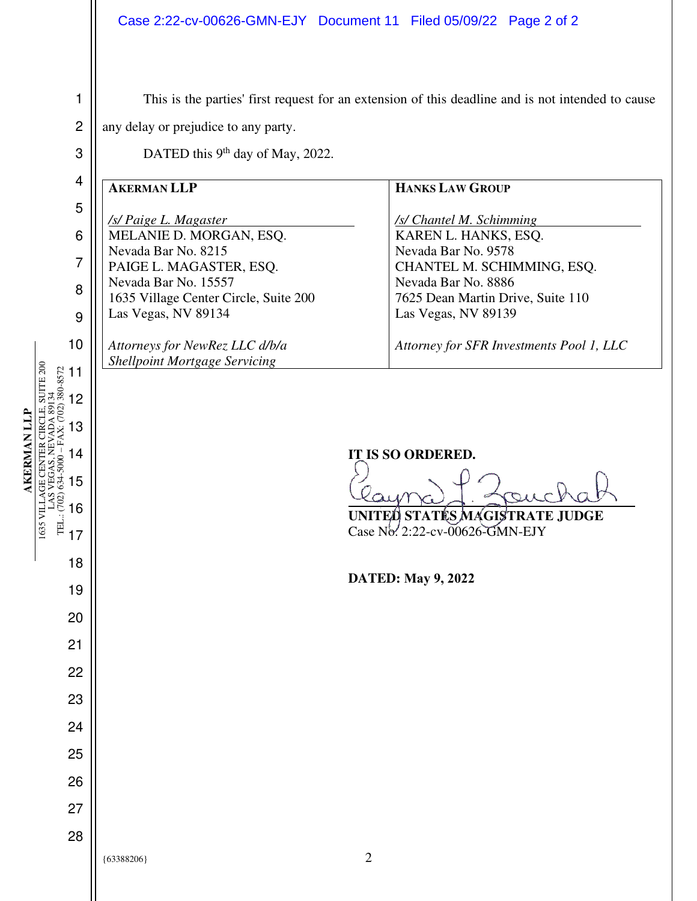This is the parties' first request for an extension of this deadline and is not intended to cause any delay or prejudice to any party.

DATED this 9th day of May, 2022.

| | |
|---|---|
| **AKERMAN LLP**<br><br>*/s/ Paige L. Magaster*<br>MELANIE D. MORGAN, ESQ.<br>Nevada Bar No. 8215<br>PAIGE L. MAGASTER, ESQ.<br>Nevada Bar No. 15557<br>1635 Village Center Circle, Suite 200<br>Las Vegas, NV 89134<br><br>*Attorneys for NewRez LLC d/b/a Shellpoint Mortgage Servicing* | **HANKS LAW GROUP**<br><br>*/s/ Chantel M. Schimming*<br>KAREN L. HANKS, ESQ.<br>Nevada Bar No. 9578<br>CHANTEL M. SCHIMMING, ESQ.<br>Nevada Bar No. 8886<br>7625 Dean Martin Drive, Suite 110<br>Las Vegas, NV 89139<br><br>*Attorney for SFR Investments Pool 1, LLC* |

**IT IS SO ORDERED.**

**UNITED STATES MAGISTRATE JUDGE**
Case No. 2:22-cv-00626-GMN-EJY

**DATED: May 9, 2022**

{63388206}